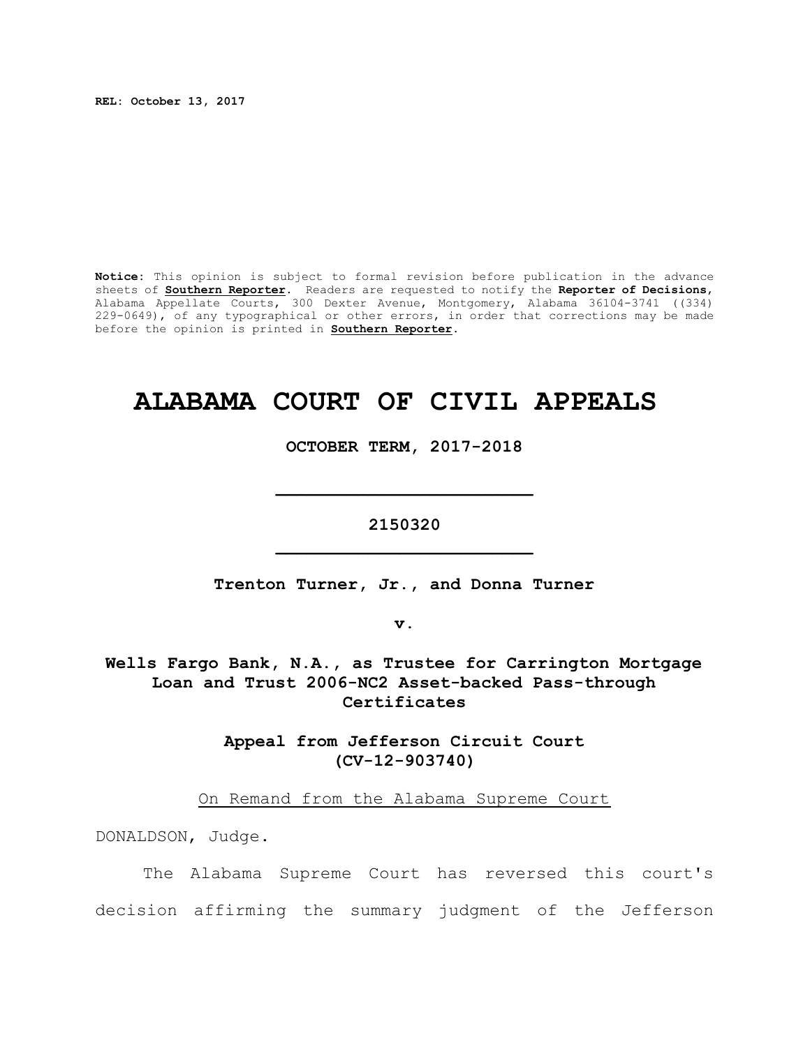**REL: October 13, 2017**

**Notice**: This opinion is subject to formal revision before publication in the advance sheets of **Southern Reporter**. Readers are requested to notify the **Reporter of Decisions**, Alabama Appellate Courts, 300 Dexter Avenue, Montgomery, Alabama 36104-3741 ((334) 229-0649), of any typographical or other errors, in order that corrections may be made before the opinion is printed in **Southern Reporter**.

# ALABAMA COURT OF CIVIL APPEALS

**OCTOBER TERM, 2017-2018**

---

**2150320**

---

**Trenton Turner, Jr., and Donna Turner**

**v.**

**Wells Fargo Bank, N.A., as Trustee for Carrington Mortgage Loan and Trust 2006-NC2 Asset-backed Pass-through Certificates**

**Appeal from Jefferson Circuit Court (CV-12-903740)**

On Remand from the Alabama Supreme Court

DONALDSON, Judge.

The Alabama Supreme Court has reversed this court's decision affirming the summary judgment of the Jefferson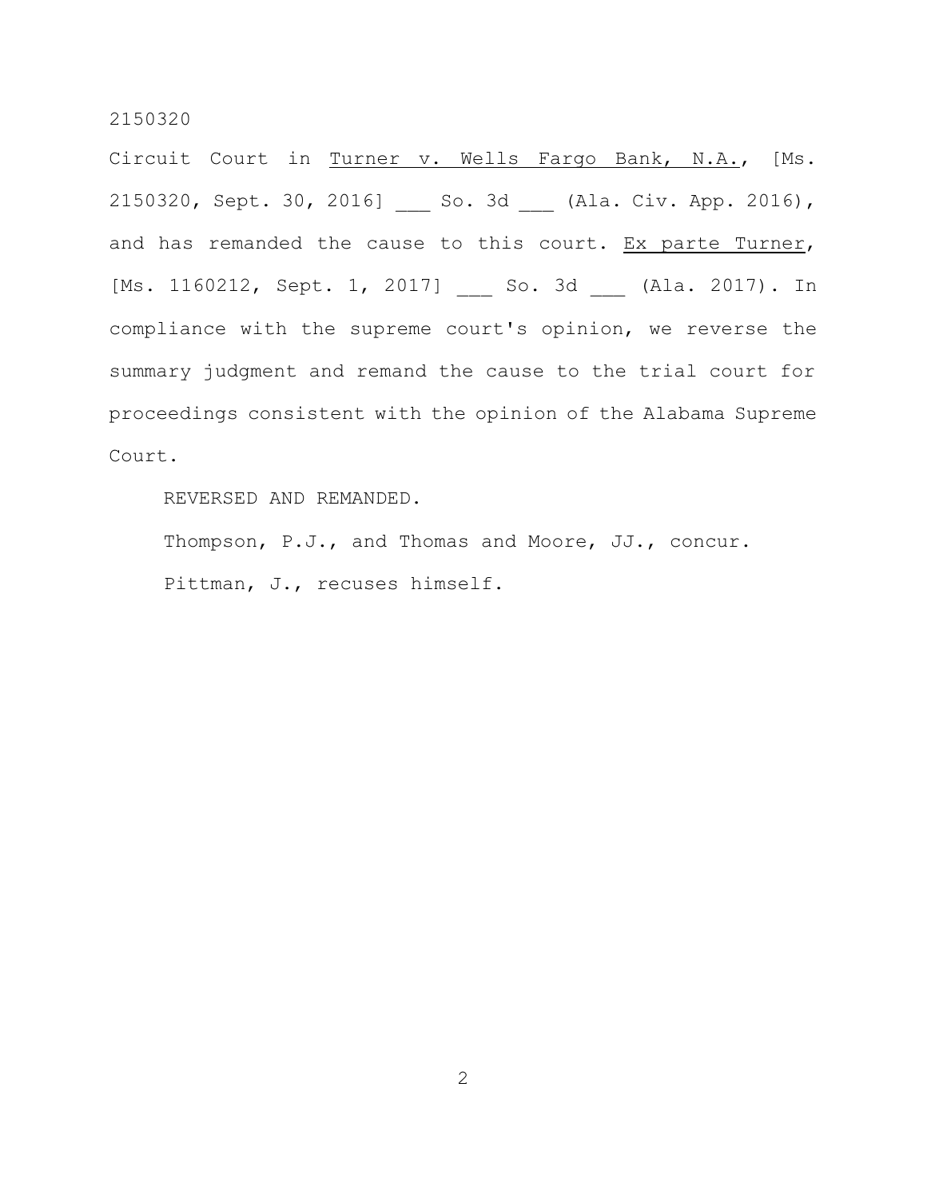Circuit Court in Turner v. Wells Fargo Bank, N.A., [Ms. 2150320, Sept. 30, 2016] ___ So. 3d ___ (Ala. Civ. App. 2016), and has remanded the cause to this court. Ex parte Turner, [Ms. 1160212, Sept. 1, 2017] ___ So. 3d ___ (Ala. 2017). In compliance with the supreme court's opinion, we reverse the summary judgment and remand the cause to the trial court for proceedings consistent with the opinion of the Alabama Supreme Court.

REVERSED AND REMANDED.

Thompson, P.J., and Thomas and Moore, JJ., concur.

Pittman, J., recuses himself.